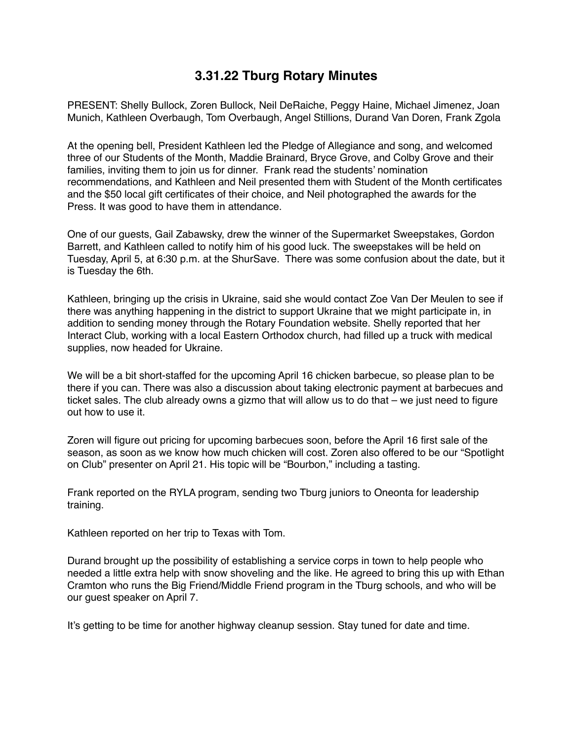# 3.31.22 Tburg Rotary Minutes

PRESENT: Shelly Bullock, Zoren Bullock, Neil DeRaiche, Peggy Haine, Michael Jimenez, Joan Munich, Kathleen Overbaugh, Tom Overbaugh, Angel Stillions, Durand Van Doren, Frank Zgola

At the opening bell, President Kathleen led the Pledge of Allegiance and song, and welcomed three of our Students of the Month, Maddie Brainard, Bryce Grove, and Colby Grove and their families, inviting them to join us for dinner. Frank read the students' nomination recommendations, and Kathleen and Neil presented them with Student of the Month certificates and the $50 local gift certificates of their choice, and Neil photographed the awards for the Press. It was good to have them in attendance.

One of our guests, Gail Zabawsky, drew the winner of the Supermarket Sweepstakes, Gordon Barrett, and Kathleen called to notify him of his good luck. The sweepstakes will be held on Tuesday, April 5, at 6:30 p.m. at the ShurSave. There was some confusion about the date, but it is Tuesday the 6th.

Kathleen, bringing up the crisis in Ukraine, said she would contact Zoe Van Der Meulen to see if there was anything happening in the district to support Ukraine that we might participate in, in addition to sending money through the Rotary Foundation website. Shelly reported that her Interact Club, working with a local Eastern Orthodox church, had filled up a truck with medical supplies, now headed for Ukraine.

We will be a bit short-staffed for the upcoming April 16 chicken barbecue, so please plan to be there if you can. There was also a discussion about taking electronic payment at barbecues and ticket sales. The club already owns a gizmo that will allow us to do that – we just need to figure out how to use it.

Zoren will figure out pricing for upcoming barbecues soon, before the April 16 first sale of the season, as soon as we know how much chicken will cost. Zoren also offered to be our "Spotlight on Club" presenter on April 21. His topic will be "Bourbon," including a tasting.

Frank reported on the RYLA program, sending two Tburg juniors to Oneonta for leadership training.

Kathleen reported on her trip to Texas with Tom.

Durand brought up the possibility of establishing a service corps in town to help people who needed a little extra help with snow shoveling and the like. He agreed to bring this up with Ethan Cramton who runs the Big Friend/Middle Friend program in the Tburg schools, and who will be our guest speaker on April 7.

It's getting to be time for another highway cleanup session. Stay tuned for date and time.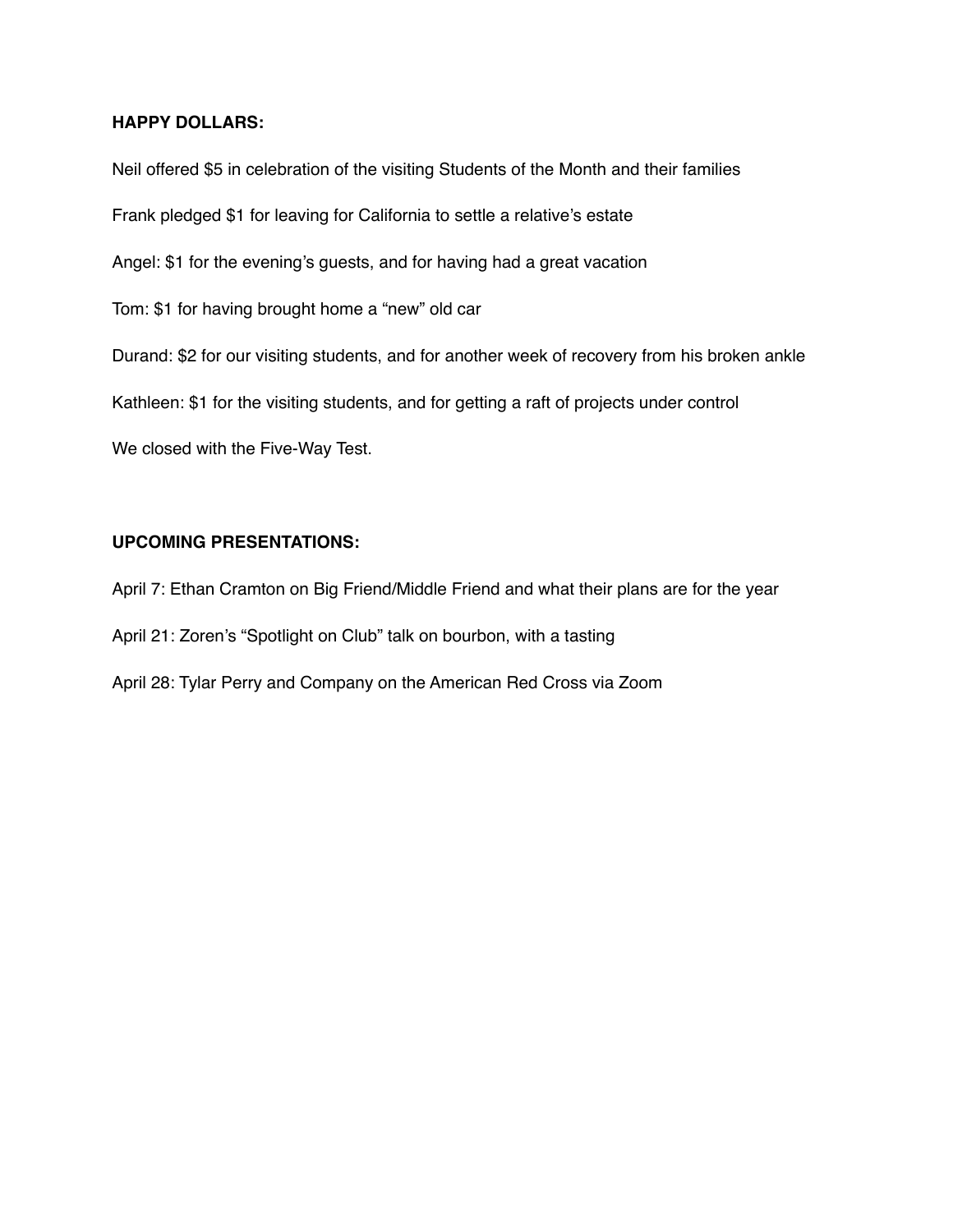**HAPPY DOLLARS:**

Neil offered $5 in celebration of the visiting Students of the Month and their families

Frank pledged $1 for leaving for California to settle a relative's estate

Angel: $1 for the evening's guests, and for having had a great vacation

Tom: $1 for having brought home a "new" old car

Durand: $2 for our visiting students, and for another week of recovery from his broken ankle

Kathleen: $1 for the visiting students, and for getting a raft of projects under control

We closed with the Five-Way Test.

**UPCOMING PRESENTATIONS:**

April 7: Ethan Cramton on Big Friend/Middle Friend and what their plans are for the year

April 21: Zoren's "Spotlight on Club" talk on bourbon, with a tasting

April 28: Tylar Perry and Company on the American Red Cross via Zoom